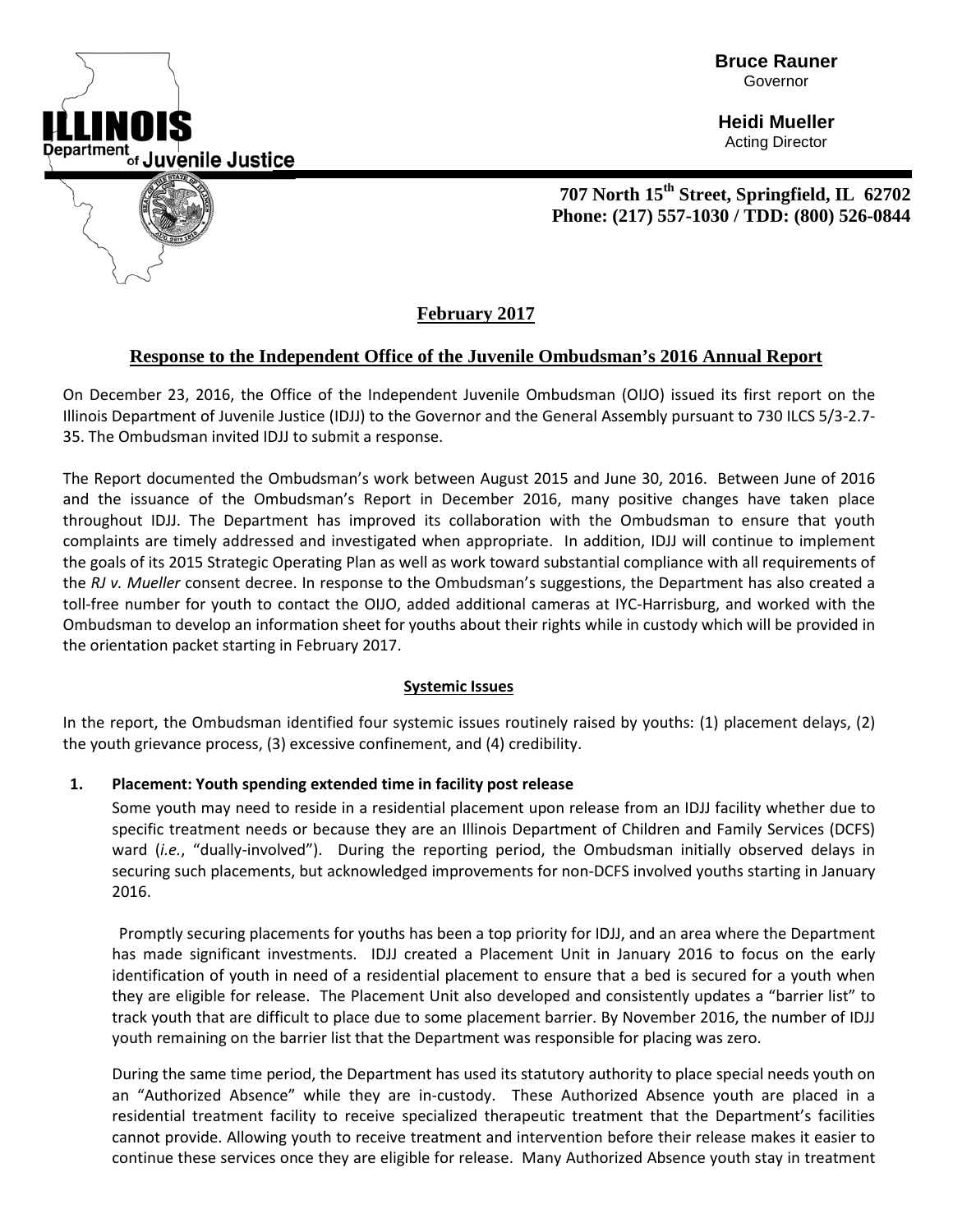**ILLINOIS**
**Department of Juvenile Justice**

**Bruce Rauner**
Governor

**Heidi Mueller**
Acting Director

**707 North 15th Street, Springfield, IL 62702**
**Phone: (217) 557-1030 / TDD: (800) 526-0844**

## February 2017

## Response to the Independent Office of the Juvenile Ombudsman's 2016 Annual Report

On December 23, 2016, the Office of the Independent Juvenile Ombudsman (OIJO) issued its first report on the Illinois Department of Juvenile Justice (IDJJ) to the Governor and the General Assembly pursuant to 730 ILCS 5/3-2.7-35. The Ombudsman invited IDJJ to submit a response.

The Report documented the Ombudsman's work between August 2015 and June 30, 2016. Between June of 2016 and the issuance of the Ombudsman's Report in December 2016, many positive changes have taken place throughout IDJJ. The Department has improved its collaboration with the Ombudsman to ensure that youth complaints are timely addressed and investigated when appropriate. In addition, IDJJ will continue to implement the goals of its 2015 Strategic Operating Plan as well as work toward substantial compliance with all requirements of the *RJ v. Mueller* consent decree. In response to the Ombudsman's suggestions, the Department has also created a toll-free number for youth to contact the OIJO, added additional cameras at IYC-Harrisburg, and worked with the Ombudsman to develop an information sheet for youths about their rights while in custody which will be provided in the orientation packet starting in February 2017.

### Systemic Issues

In the report, the Ombudsman identified four systemic issues routinely raised by youths: (1) placement delays, (2) the youth grievance process, (3) excessive confinement, and (4) credibility.

**1. Placement: Youth spending extended time in facility post release**

Some youth may need to reside in a residential placement upon release from an IDJJ facility whether due to specific treatment needs or because they are an Illinois Department of Children and Family Services (DCFS) ward (*i.e.*, "dually-involved"). During the reporting period, the Ombudsman initially observed delays in securing such placements, but acknowledged improvements for non-DCFS involved youths starting in January 2016.

Promptly securing placements for youths has been a top priority for IDJJ, and an area where the Department has made significant investments. IDJJ created a Placement Unit in January 2016 to focus on the early identification of youth in need of a residential placement to ensure that a bed is secured for a youth when they are eligible for release. The Placement Unit also developed and consistently updates a "barrier list" to track youth that are difficult to place due to some placement barrier. By November 2016, the number of IDJJ youth remaining on the barrier list that the Department was responsible for placing was zero.

During the same time period, the Department has used its statutory authority to place special needs youth on an "Authorized Absence" while they are in-custody. These Authorized Absence youth are placed in a residential treatment facility to receive specialized therapeutic treatment that the Department's facilities cannot provide. Allowing youth to receive treatment and intervention before their release makes it easier to continue these services once they are eligible for release. Many Authorized Absence youth stay in treatment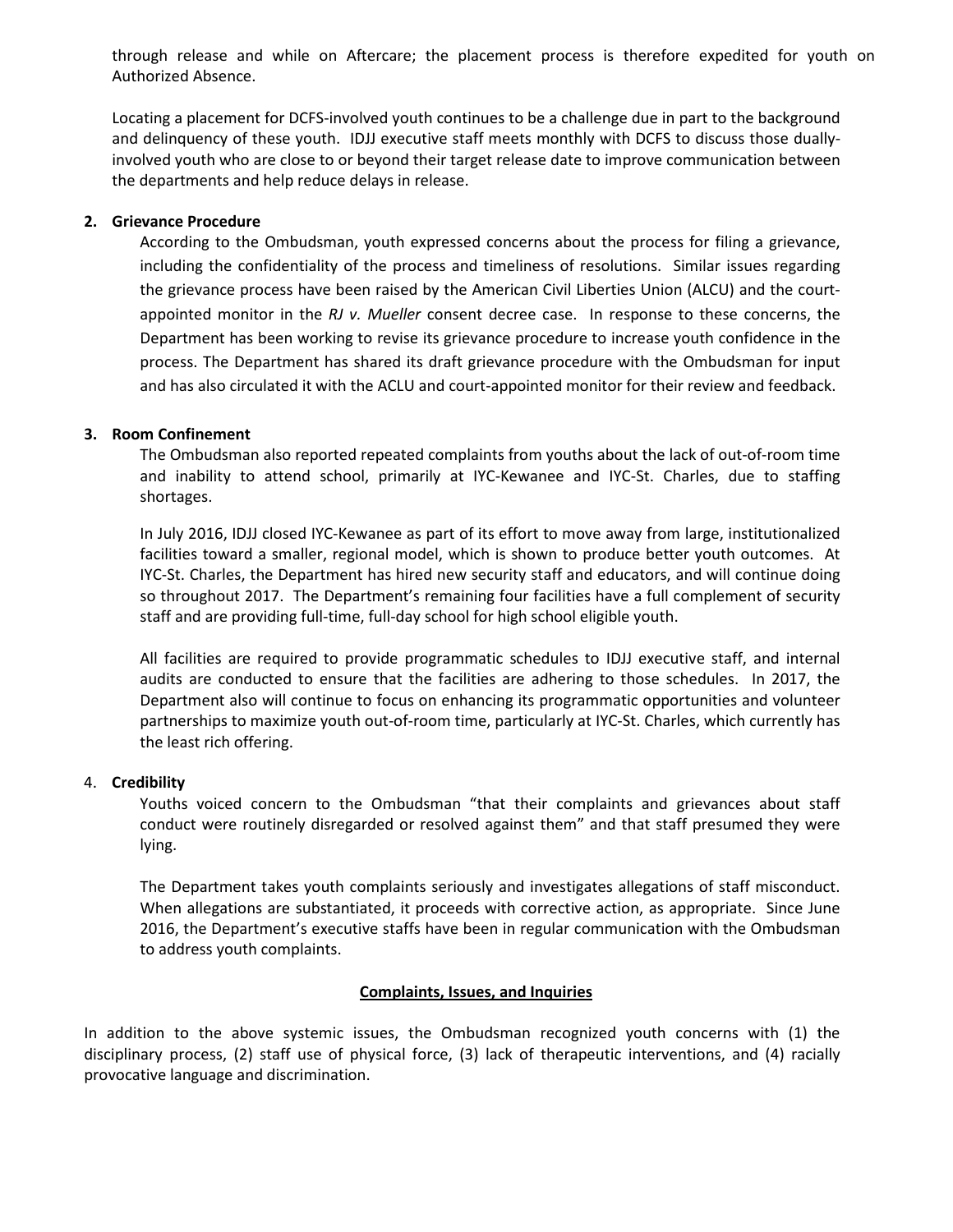through release and while on Aftercare; the placement process is therefore expedited for youth on Authorized Absence.

Locating a placement for DCFS-involved youth continues to be a challenge due in part to the background and delinquency of these youth. IDJJ executive staff meets monthly with DCFS to discuss those dually-involved youth who are close to or beyond their target release date to improve communication between the departments and help reduce delays in release.

**2. Grievance Procedure**

According to the Ombudsman, youth expressed concerns about the process for filing a grievance, including the confidentiality of the process and timeliness of resolutions. Similar issues regarding the grievance process have been raised by the American Civil Liberties Union (ALCU) and the court-appointed monitor in the *RJ v. Mueller* consent decree case. In response to these concerns, the Department has been working to revise its grievance procedure to increase youth confidence in the process. The Department has shared its draft grievance procedure with the Ombudsman for input and has also circulated it with the ACLU and court-appointed monitor for their review and feedback.

**3. Room Confinement**

The Ombudsman also reported repeated complaints from youths about the lack of out-of-room time and inability to attend school, primarily at IYC-Kewanee and IYC-St. Charles, due to staffing shortages.

In July 2016, IDJJ closed IYC-Kewanee as part of its effort to move away from large, institutionalized facilities toward a smaller, regional model, which is shown to produce better youth outcomes. At IYC-St. Charles, the Department has hired new security staff and educators, and will continue doing so throughout 2017. The Department's remaining four facilities have a full complement of security staff and are providing full-time, full-day school for high school eligible youth.

All facilities are required to provide programmatic schedules to IDJJ executive staff, and internal audits are conducted to ensure that the facilities are adhering to those schedules. In 2017, the Department also will continue to focus on enhancing its programmatic opportunities and volunteer partnerships to maximize youth out-of-room time, particularly at IYC-St. Charles, which currently has the least rich offering.

4. **Credibility**

Youths voiced concern to the Ombudsman "that their complaints and grievances about staff conduct were routinely disregarded or resolved against them" and that staff presumed they were lying.

The Department takes youth complaints seriously and investigates allegations of staff misconduct. When allegations are substantiated, it proceeds with corrective action, as appropriate. Since June 2016, the Department's executive staffs have been in regular communication with the Ombudsman to address youth complaints.

**Complaints, Issues, and Inquiries**

In addition to the above systemic issues, the Ombudsman recognized youth concerns with (1) the disciplinary process, (2) staff use of physical force, (3) lack of therapeutic interventions, and (4) racially provocative language and discrimination.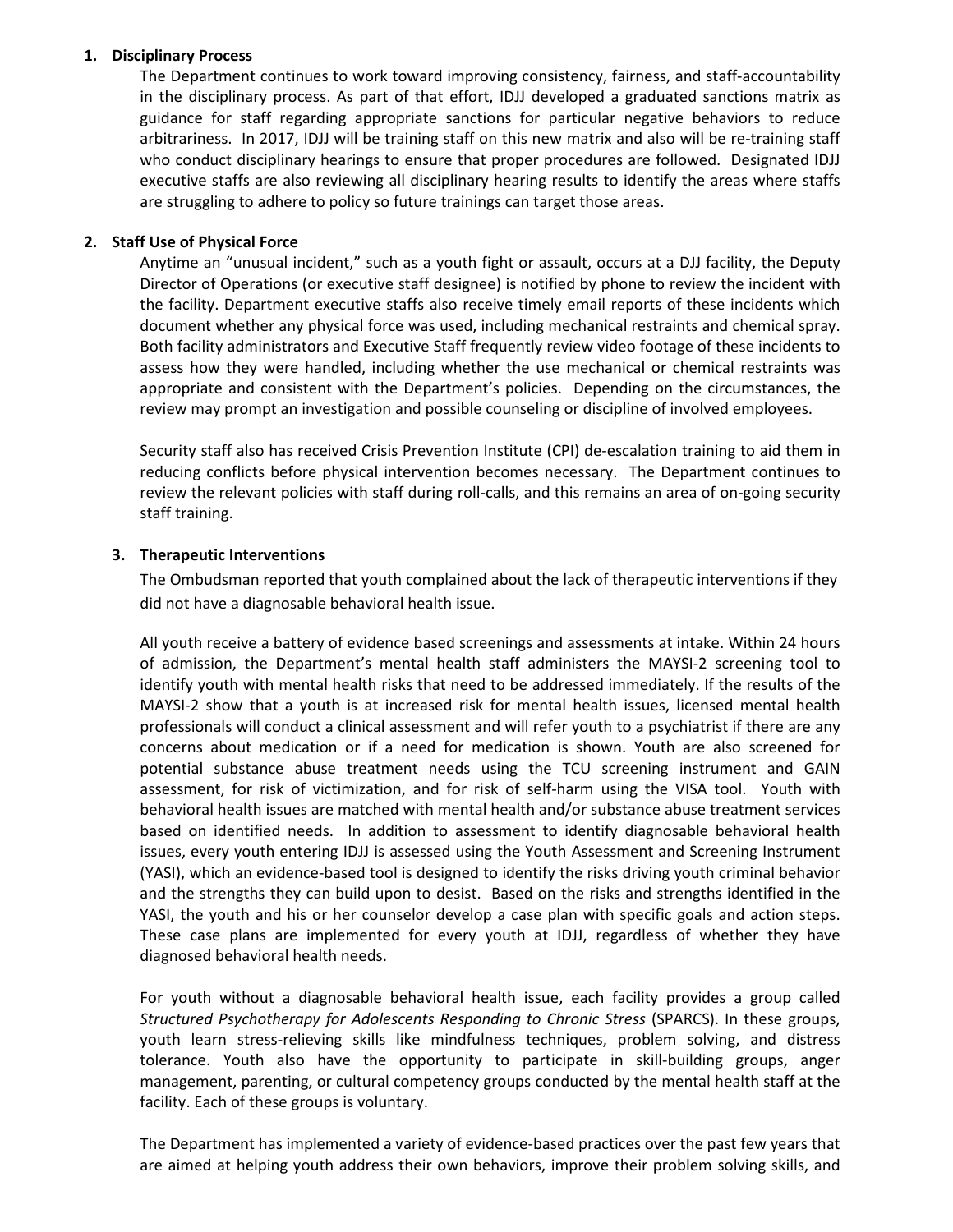1. **Disciplinary Process**

   The Department continues to work toward improving consistency, fairness, and staff-accountability in the disciplinary process. As part of that effort, IDJJ developed a graduated sanctions matrix as guidance for staff regarding appropriate sanctions for particular negative behaviors to reduce arbitrariness. In 2017, IDJJ will be training staff on this new matrix and also will be re-training staff who conduct disciplinary hearings to ensure that proper procedures are followed. Designated IDJJ executive staffs are also reviewing all disciplinary hearing results to identify the areas where staffs are struggling to adhere to policy so future trainings can target those areas.

2. **Staff Use of Physical Force**

   Anytime an "unusual incident," such as a youth fight or assault, occurs at a DJJ facility, the Deputy Director of Operations (or executive staff designee) is notified by phone to review the incident with the facility. Department executive staffs also receive timely email reports of these incidents which document whether any physical force was used, including mechanical restraints and chemical spray. Both facility administrators and Executive Staff frequently review video footage of these incidents to assess how they were handled, including whether the use mechanical or chemical restraints was appropriate and consistent with the Department's policies. Depending on the circumstances, the review may prompt an investigation and possible counseling or discipline of involved employees.

   Security staff also has received Crisis Prevention Institute (CPI) de-escalation training to aid them in reducing conflicts before physical intervention becomes necessary. The Department continues to review the relevant policies with staff during roll-calls, and this remains an area of on-going security staff training.

3. **Therapeutic Interventions**

   The Ombudsman reported that youth complained about the lack of therapeutic interventions if they did not have a diagnosable behavioral health issue.

   All youth receive a battery of evidence based screenings and assessments at intake. Within 24 hours of admission, the Department's mental health staff administers the MAYSI-2 screening tool to identify youth with mental health risks that need to be addressed immediately. If the results of the MAYSI-2 show that a youth is at increased risk for mental health issues, licensed mental health professionals will conduct a clinical assessment and will refer youth to a psychiatrist if there are any concerns about medication or if a need for medication is shown. Youth are also screened for potential substance abuse treatment needs using the TCU screening instrument and GAIN assessment, for risk of victimization, and for risk of self-harm using the VISA tool. Youth with behavioral health issues are matched with mental health and/or substance abuse treatment services based on identified needs. In addition to assessment to identify diagnosable behavioral health issues, every youth entering IDJJ is assessed using the Youth Assessment and Screening Instrument (YASI), which an evidence-based tool is designed to identify the risks driving youth criminal behavior and the strengths they can build upon to desist. Based on the risks and strengths identified in the YASI, the youth and his or her counselor develop a case plan with specific goals and action steps. These case plans are implemented for every youth at IDJJ, regardless of whether they have diagnosed behavioral health needs.

   For youth without a diagnosable behavioral health issue, each facility provides a group called *Structured Psychotherapy for Adolescents Responding to Chronic Stress* (SPARCS). In these groups, youth learn stress-relieving skills like mindfulness techniques, problem solving, and distress tolerance. Youth also have the opportunity to participate in skill-building groups, anger management, parenting, or cultural competency groups conducted by the mental health staff at the facility. Each of these groups is voluntary.

   The Department has implemented a variety of evidence-based practices over the past few years that are aimed at helping youth address their own behaviors, improve their problem solving skills, and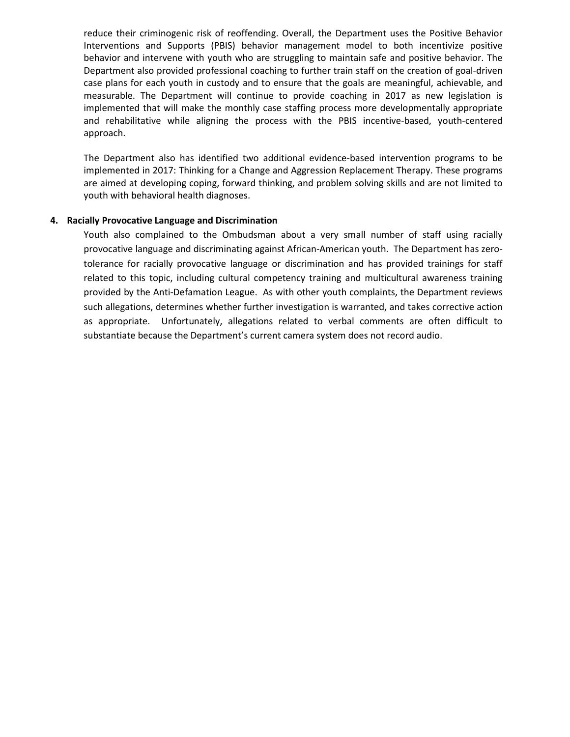reduce their criminogenic risk of reoffending. Overall, the Department uses the Positive Behavior Interventions and Supports (PBIS) behavior management model to both incentivize positive behavior and intervene with youth who are struggling to maintain safe and positive behavior. The Department also provided professional coaching to further train staff on the creation of goal-driven case plans for each youth in custody and to ensure that the goals are meaningful, achievable, and measurable. The Department will continue to provide coaching in 2017 as new legislation is implemented that will make the monthly case staffing process more developmentally appropriate and rehabilitative while aligning the process with the PBIS incentive-based, youth-centered approach.

The Department also has identified two additional evidence-based intervention programs to be implemented in 2017: Thinking for a Change and Aggression Replacement Therapy. These programs are aimed at developing coping, forward thinking, and problem solving skills and are not limited to youth with behavioral health diagnoses.

**4. Racially Provocative Language and Discrimination**

Youth also complained to the Ombudsman about a very small number of staff using racially provocative language and discriminating against African-American youth. The Department has zero-tolerance for racially provocative language or discrimination and has provided trainings for staff related to this topic, including cultural competency training and multicultural awareness training provided by the Anti-Defamation League. As with other youth complaints, the Department reviews such allegations, determines whether further investigation is warranted, and takes corrective action as appropriate. Unfortunately, allegations related to verbal comments are often difficult to substantiate because the Department's current camera system does not record audio.